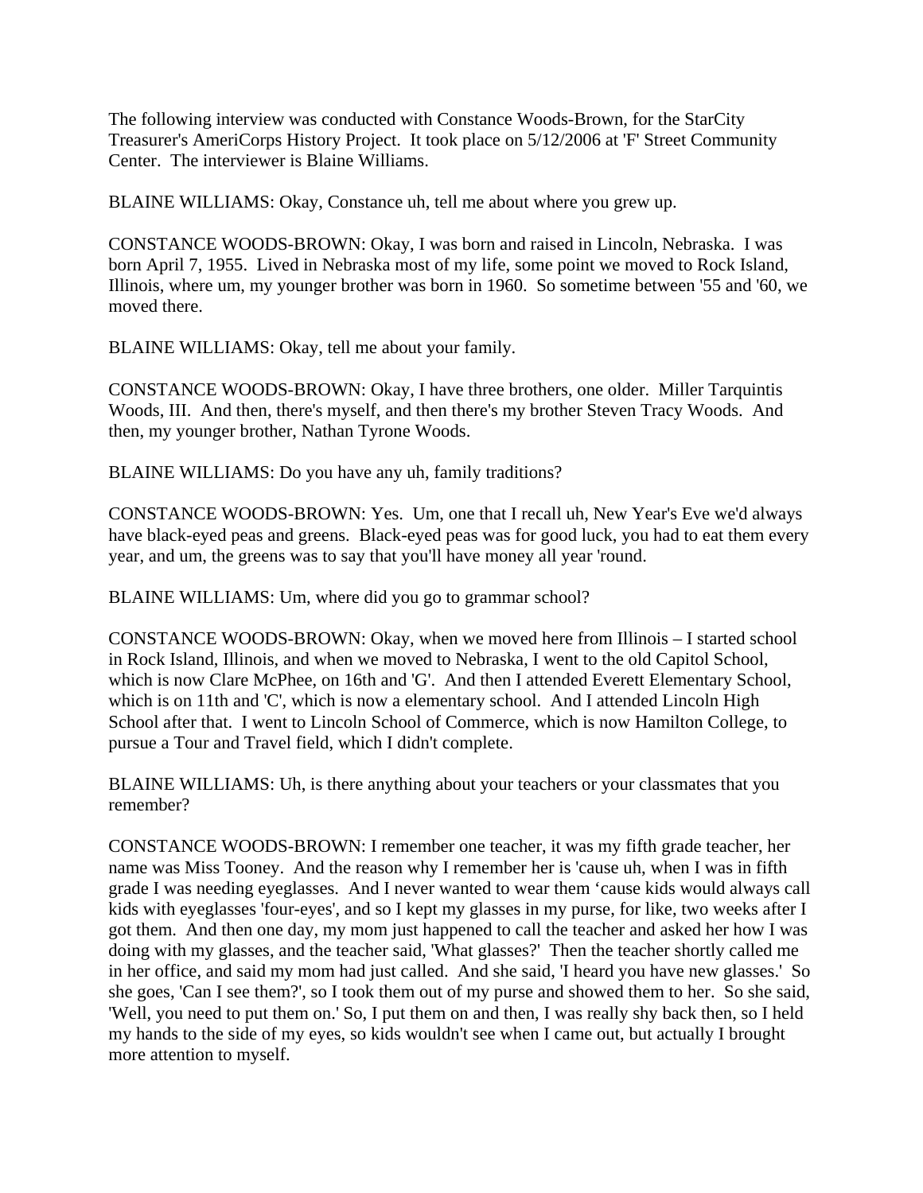The following interview was conducted with Constance Woods-Brown, for the StarCity Treasurer's AmeriCorps History Project. It took place on 5/12/2006 at 'F' Street Community Center. The interviewer is Blaine Williams.

BLAINE WILLIAMS: Okay, Constance uh, tell me about where you grew up.

CONSTANCE WOODS-BROWN: Okay, I was born and raised in Lincoln, Nebraska. I was born April 7, 1955. Lived in Nebraska most of my life, some point we moved to Rock Island, Illinois, where um, my younger brother was born in 1960. So sometime between '55 and '60, we moved there.

BLAINE WILLIAMS: Okay, tell me about your family.

CONSTANCE WOODS-BROWN: Okay, I have three brothers, one older. Miller Tarquintis Woods, III. And then, there's myself, and then there's my brother Steven Tracy Woods. And then, my younger brother, Nathan Tyrone Woods.

BLAINE WILLIAMS: Do you have any uh, family traditions?

CONSTANCE WOODS-BROWN: Yes. Um, one that I recall uh, New Year's Eve we'd always have black-eyed peas and greens. Black-eyed peas was for good luck, you had to eat them every year, and um, the greens was to say that you'll have money all year 'round.

BLAINE WILLIAMS: Um, where did you go to grammar school?

CONSTANCE WOODS-BROWN: Okay, when we moved here from Illinois – I started school in Rock Island, Illinois, and when we moved to Nebraska, I went to the old Capitol School, which is now Clare McPhee, on 16th and 'G'. And then I attended Everett Elementary School, which is on 11th and 'C', which is now a elementary school. And I attended Lincoln High School after that. I went to Lincoln School of Commerce, which is now Hamilton College, to pursue a Tour and Travel field, which I didn't complete.

BLAINE WILLIAMS: Uh, is there anything about your teachers or your classmates that you remember?

CONSTANCE WOODS-BROWN: I remember one teacher, it was my fifth grade teacher, her name was Miss Tooney. And the reason why I remember her is 'cause uh, when I was in fifth grade I was needing eyeglasses. And I never wanted to wear them 'cause kids would always call kids with eyeglasses 'four-eyes', and so I kept my glasses in my purse, for like, two weeks after I got them. And then one day, my mom just happened to call the teacher and asked her how I was doing with my glasses, and the teacher said, 'What glasses?' Then the teacher shortly called me in her office, and said my mom had just called. And she said, 'I heard you have new glasses.' So she goes, 'Can I see them?', so I took them out of my purse and showed them to her. So she said, 'Well, you need to put them on.' So, I put them on and then, I was really shy back then, so I held my hands to the side of my eyes, so kids wouldn't see when I came out, but actually I brought more attention to myself.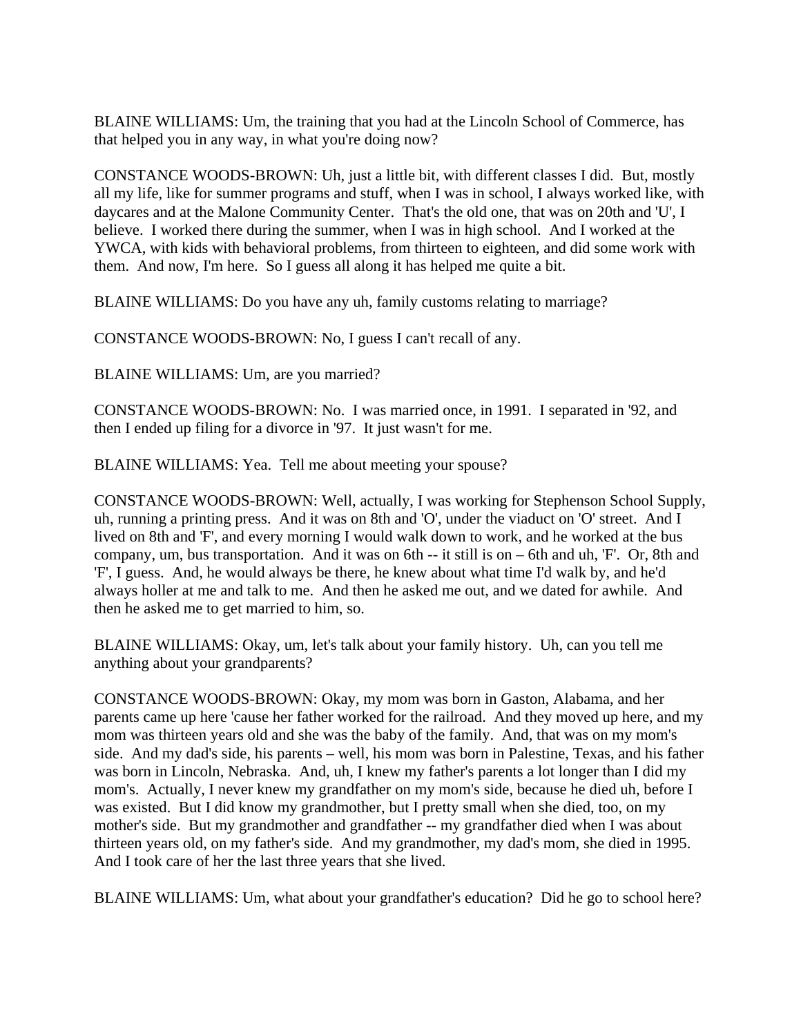BLAINE WILLIAMS: Um, the training that you had at the Lincoln School of Commerce, has that helped you in any way, in what you're doing now?

CONSTANCE WOODS-BROWN: Uh, just a little bit, with different classes I did. But, mostly all my life, like for summer programs and stuff, when I was in school, I always worked like, with daycares and at the Malone Community Center. That's the old one, that was on 20th and 'U', I believe. I worked there during the summer, when I was in high school. And I worked at the YWCA, with kids with behavioral problems, from thirteen to eighteen, and did some work with them. And now, I'm here. So I guess all along it has helped me quite a bit.

BLAINE WILLIAMS: Do you have any uh, family customs relating to marriage?

CONSTANCE WOODS-BROWN: No, I guess I can't recall of any.

BLAINE WILLIAMS: Um, are you married?

CONSTANCE WOODS-BROWN: No. I was married once, in 1991. I separated in '92, and then I ended up filing for a divorce in '97. It just wasn't for me.

BLAINE WILLIAMS: Yea. Tell me about meeting your spouse?

CONSTANCE WOODS-BROWN: Well, actually, I was working for Stephenson School Supply, uh, running a printing press. And it was on 8th and 'O', under the viaduct on 'O' street. And I lived on 8th and 'F', and every morning I would walk down to work, and he worked at the bus company, um, bus transportation. And it was on 6th -- it still is on – 6th and uh, 'F'. Or, 8th and 'F', I guess. And, he would always be there, he knew about what time I'd walk by, and he'd always holler at me and talk to me. And then he asked me out, and we dated for awhile. And then he asked me to get married to him, so.

BLAINE WILLIAMS: Okay, um, let's talk about your family history. Uh, can you tell me anything about your grandparents?

CONSTANCE WOODS-BROWN: Okay, my mom was born in Gaston, Alabama, and her parents came up here 'cause her father worked for the railroad. And they moved up here, and my mom was thirteen years old and she was the baby of the family. And, that was on my mom's side. And my dad's side, his parents – well, his mom was born in Palestine, Texas, and his father was born in Lincoln, Nebraska. And, uh, I knew my father's parents a lot longer than I did my mom's. Actually, I never knew my grandfather on my mom's side, because he died uh, before I was existed. But I did know my grandmother, but I pretty small when she died, too, on my mother's side. But my grandmother and grandfather -- my grandfather died when I was about thirteen years old, on my father's side. And my grandmother, my dad's mom, she died in 1995. And I took care of her the last three years that she lived.

BLAINE WILLIAMS: Um, what about your grandfather's education? Did he go to school here?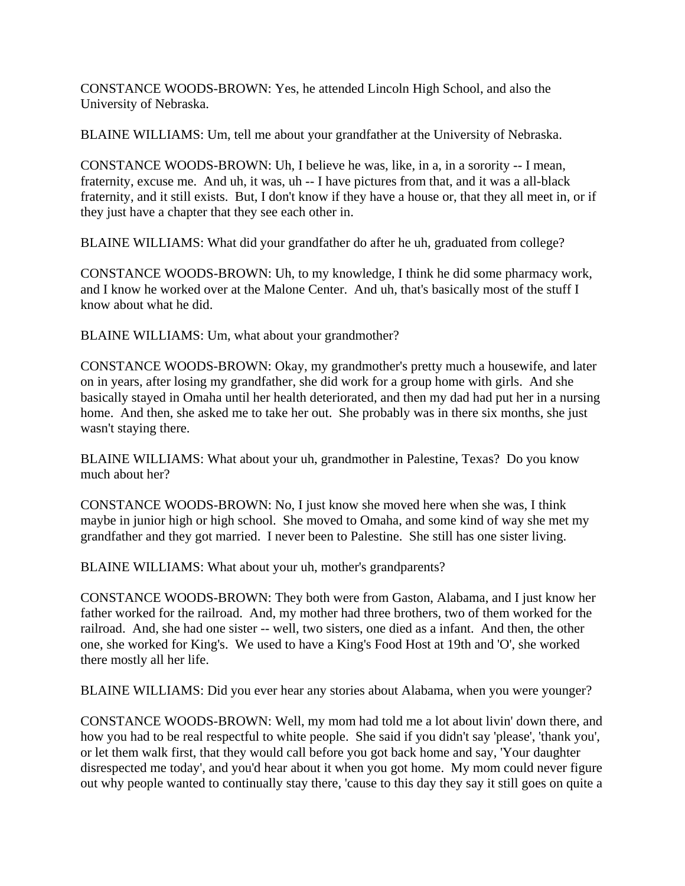CONSTANCE WOODS-BROWN: Yes, he attended Lincoln High School, and also the University of Nebraska.

BLAINE WILLIAMS: Um, tell me about your grandfather at the University of Nebraska.

CONSTANCE WOODS-BROWN: Uh, I believe he was, like, in a, in a sorority -- I mean, fraternity, excuse me. And uh, it was, uh -- I have pictures from that, and it was a all-black fraternity, and it still exists. But, I don't know if they have a house or, that they all meet in, or if they just have a chapter that they see each other in.

BLAINE WILLIAMS: What did your grandfather do after he uh, graduated from college?

CONSTANCE WOODS-BROWN: Uh, to my knowledge, I think he did some pharmacy work, and I know he worked over at the Malone Center. And uh, that's basically most of the stuff I know about what he did.

BLAINE WILLIAMS: Um, what about your grandmother?

CONSTANCE WOODS-BROWN: Okay, my grandmother's pretty much a housewife, and later on in years, after losing my grandfather, she did work for a group home with girls. And she basically stayed in Omaha until her health deteriorated, and then my dad had put her in a nursing home. And then, she asked me to take her out. She probably was in there six months, she just wasn't staying there.

BLAINE WILLIAMS: What about your uh, grandmother in Palestine, Texas? Do you know much about her?

CONSTANCE WOODS-BROWN: No, I just know she moved here when she was, I think maybe in junior high or high school. She moved to Omaha, and some kind of way she met my grandfather and they got married. I never been to Palestine. She still has one sister living.

BLAINE WILLIAMS: What about your uh, mother's grandparents?

CONSTANCE WOODS-BROWN: They both were from Gaston, Alabama, and I just know her father worked for the railroad. And, my mother had three brothers, two of them worked for the railroad. And, she had one sister -- well, two sisters, one died as a infant. And then, the other one, she worked for King's. We used to have a King's Food Host at 19th and 'O', she worked there mostly all her life.

BLAINE WILLIAMS: Did you ever hear any stories about Alabama, when you were younger?

CONSTANCE WOODS-BROWN: Well, my mom had told me a lot about livin' down there, and how you had to be real respectful to white people. She said if you didn't say 'please', 'thank you', or let them walk first, that they would call before you got back home and say, 'Your daughter disrespected me today', and you'd hear about it when you got home. My mom could never figure out why people wanted to continually stay there, 'cause to this day they say it still goes on quite a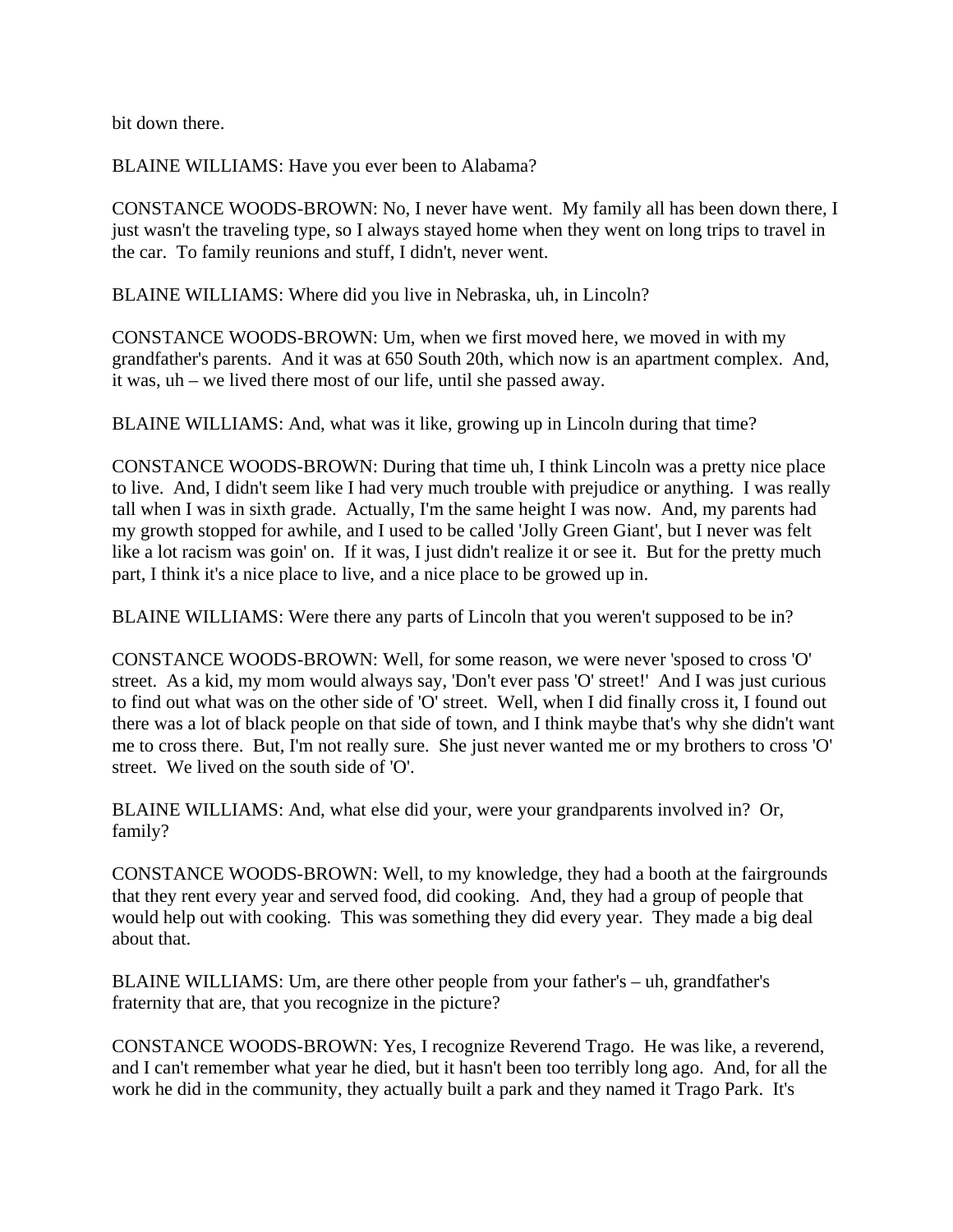bit down there.

BLAINE WILLIAMS: Have you ever been to Alabama?

CONSTANCE WOODS-BROWN: No, I never have went. My family all has been down there, I just wasn't the traveling type, so I always stayed home when they went on long trips to travel in the car. To family reunions and stuff, I didn't, never went.

BLAINE WILLIAMS: Where did you live in Nebraska, uh, in Lincoln?

CONSTANCE WOODS-BROWN: Um, when we first moved here, we moved in with my grandfather's parents. And it was at 650 South 20th, which now is an apartment complex. And, it was, uh – we lived there most of our life, until she passed away.

BLAINE WILLIAMS: And, what was it like, growing up in Lincoln during that time?

CONSTANCE WOODS-BROWN: During that time uh, I think Lincoln was a pretty nice place to live. And, I didn't seem like I had very much trouble with prejudice or anything. I was really tall when I was in sixth grade. Actually, I'm the same height I was now. And, my parents had my growth stopped for awhile, and I used to be called 'Jolly Green Giant', but I never was felt like a lot racism was goin' on. If it was, I just didn't realize it or see it. But for the pretty much part, I think it's a nice place to live, and a nice place to be growed up in.

BLAINE WILLIAMS: Were there any parts of Lincoln that you weren't supposed to be in?

CONSTANCE WOODS-BROWN: Well, for some reason, we were never 'spposed to cross 'O' street. As a kid, my mom would always say, 'Don't ever pass 'O' street!' And I was just curious to find out what was on the other side of 'O' street. Well, when I did finally cross it, I found out there was a lot of black people on that side of town, and I think maybe that's why she didn't want me to cross there. But, I'm not really sure. She just never wanted me or my brothers to cross 'O' street. We lived on the south side of 'O'.

BLAINE WILLIAMS: And, what else did your, were your grandparents involved in? Or, family?

CONSTANCE WOODS-BROWN: Well, to my knowledge, they had a booth at the fairgrounds that they rent every year and served food, did cooking. And, they had a group of people that would help out with cooking. This was something they did every year. They made a big deal about that.

BLAINE WILLIAMS: Um, are there other people from your father's – uh, grandfather's fraternity that are, that you recognize in the picture?

CONSTANCE WOODS-BROWN: Yes, I recognize Reverend Trago. He was like, a reverend, and I can't remember what year he died, but it hasn't been too terribly long ago. And, for all the work he did in the community, they actually built a park and they named it Trago Park. It's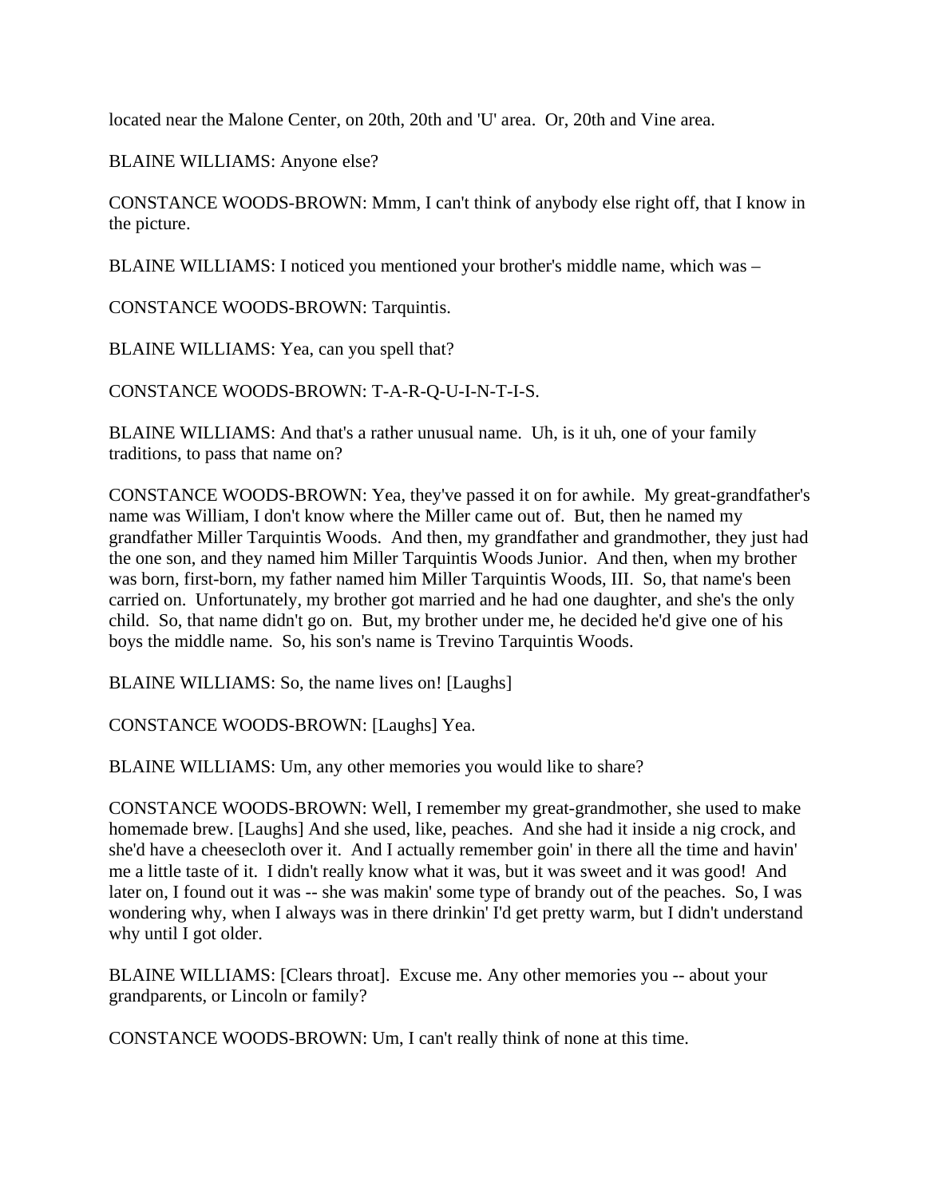located near the Malone Center, on 20th, 20th and 'U' area. Or, 20th and Vine area.

BLAINE WILLIAMS: Anyone else?

CONSTANCE WOODS-BROWN: Mmm, I can't think of anybody else right off, that I know in the picture.

BLAINE WILLIAMS: I noticed you mentioned your brother's middle name, which was –

CONSTANCE WOODS-BROWN: Tarquintis.

BLAINE WILLIAMS: Yea, can you spell that?

CONSTANCE WOODS-BROWN: T-A-R-Q-U-I-N-T-I-S.

BLAINE WILLIAMS: And that's a rather unusual name. Uh, is it uh, one of your family traditions, to pass that name on?

CONSTANCE WOODS-BROWN: Yea, they've passed it on for awhile. My great-grandfather's name was William, I don't know where the Miller came out of. But, then he named my grandfather Miller Tarquintis Woods. And then, my grandfather and grandmother, they just had the one son, and they named him Miller Tarquintis Woods Junior. And then, when my brother was born, first-born, my father named him Miller Tarquintis Woods, III. So, that name's been carried on. Unfortunately, my brother got married and he had one daughter, and she's the only child. So, that name didn't go on. But, my brother under me, he decided he'd give one of his boys the middle name. So, his son's name is Trevino Tarquintis Woods.

BLAINE WILLIAMS: So, the name lives on! [Laughs]

CONSTANCE WOODS-BROWN: [Laughs] Yea.

BLAINE WILLIAMS: Um, any other memories you would like to share?

CONSTANCE WOODS-BROWN: Well, I remember my great-grandmother, she used to make homemade brew. [Laughs] And she used, like, peaches. And she had it inside a nig crock, and she'd have a cheesecloth over it. And I actually remember goin' in there all the time and havin' me a little taste of it. I didn't really know what it was, but it was sweet and it was good! And later on, I found out it was -- she was makin' some type of brandy out of the peaches. So, I was wondering why, when I always was in there drinkin' I'd get pretty warm, but I didn't understand why until I got older.

BLAINE WILLIAMS: [Clears throat]. Excuse me. Any other memories you -- about your grandparents, or Lincoln or family?

CONSTANCE WOODS-BROWN: Um, I can't really think of none at this time.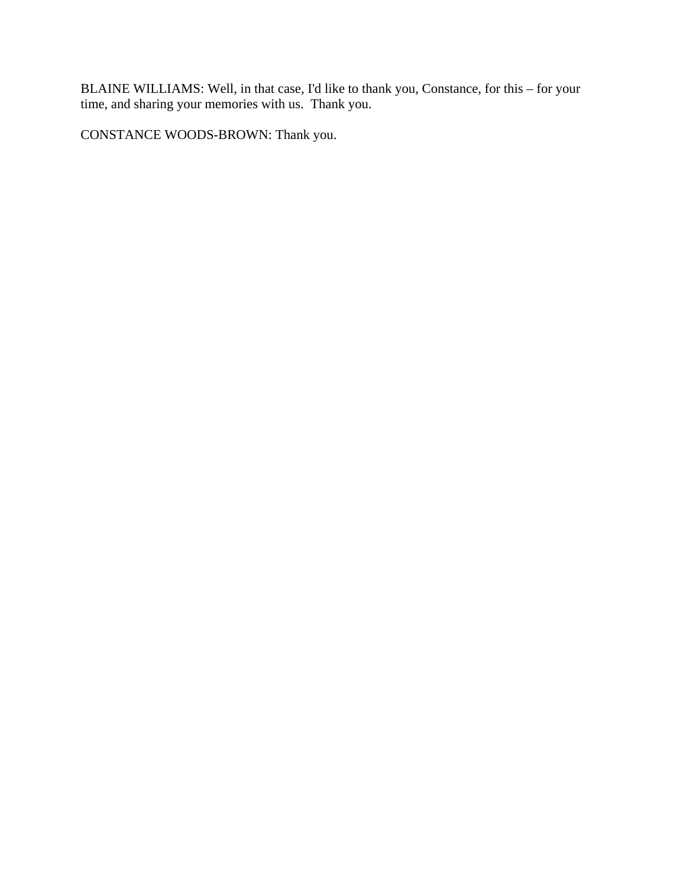BLAINE WILLIAMS: Well, in that case, I'd like to thank you, Constance, for this – for your time, and sharing your memories with us.  Thank you.

CONSTANCE WOODS-BROWN: Thank you.